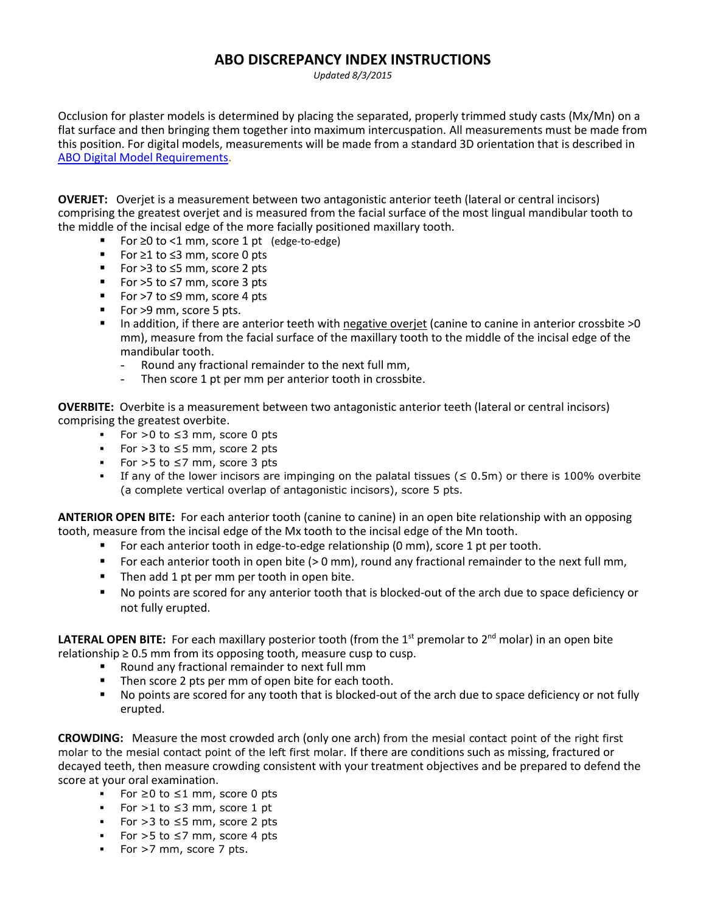# ABO DISCREPANCY INDEX INSTRUCTIONS

*Updated 8/3/2015*

Occlusion for plaster models is determined by placing the separated, properly trimmed study casts (Mx/Mn) on a flat surface and then bringing them together into maximum intercuspation. All measurements must be made from this position. For digital models, measurements will be made from a standard 3D orientation that is described in ABO Digital Model Requirements.

**OVERJET:** Overjet is a measurement between two antagonistic anterior teeth (lateral or central incisors) comprising the greatest overjet and is measured from the facial surface of the most lingual mandibular tooth to the middle of the incisal edge of the more facially positioned maxillary tooth.

- For ≥0 to <1 mm, score 1 pt (edge-to-edge)
- For ≥1 to ≤3 mm, score 0 pts
- For >3 to ≤5 mm, score 2 pts
- For >5 to ≤7 mm, score 3 pts
- For >7 to ≤9 mm, score 4 pts
- For >9 mm, score 5 pts.
- In addition, if there are anterior teeth with <u>negative overjet</u> (canine to canine in anterior crossbite >0 mm), measure from the facial surface of the maxillary tooth to the middle of the incisal edge of the mandibular tooth.
  - Round any fractional remainder to the next full mm,
  - Then score 1 pt per mm per anterior tooth in crossbite.

**OVERBITE:** Overbite is a measurement between two antagonistic anterior teeth (lateral or central incisors) comprising the greatest overbite.

- For >0 to ≤3 mm, score 0 pts
- For >3 to ≤5 mm, score 2 pts
- For >5 to ≤7 mm, score 3 pts
- If any of the lower incisors are impinging on the palatal tissues (≤ 0.5m) or there is 100% overbite (a complete vertical overlap of antagonistic incisors), score 5 pts.

**ANTERIOR OPEN BITE:** For each anterior tooth (canine to canine) in an open bite relationship with an opposing tooth, measure from the incisal edge of the Mx tooth to the incisal edge of the Mn tooth.

- For each anterior tooth in edge-to-edge relationship (0 mm), score 1 pt per tooth.
- For each anterior tooth in open bite (> 0 mm), round any fractional remainder to the next full mm,
- Then add 1 pt per mm per tooth in open bite.
- No points are scored for any anterior tooth that is blocked-out of the arch due to space deficiency or not fully erupted.

**LATERAL OPEN BITE:** For each maxillary posterior tooth (from the 1st premolar to 2nd molar) in an open bite relationship ≥ 0.5 mm from its opposing tooth, measure cusp to cusp.

- Round any fractional remainder to next full mm
- Then score 2 pts per mm of open bite for each tooth.
- No points are scored for any tooth that is blocked-out of the arch due to space deficiency or not fully erupted.

**CROWDING:** Measure the most crowded arch (only one arch) from the mesial contact point of the right first molar to the mesial contact point of the left first molar. If there are conditions such as missing, fractured or decayed teeth, then measure crowding consistent with your treatment objectives and be prepared to defend the score at your oral examination.

- For ≥0 to ≤1 mm, score 0 pts
- For >1 to ≤3 mm, score 1 pt
- For >3 to ≤5 mm, score 2 pts
- For >5 to ≤7 mm, score 4 pts
- For >7 mm, score 7 pts.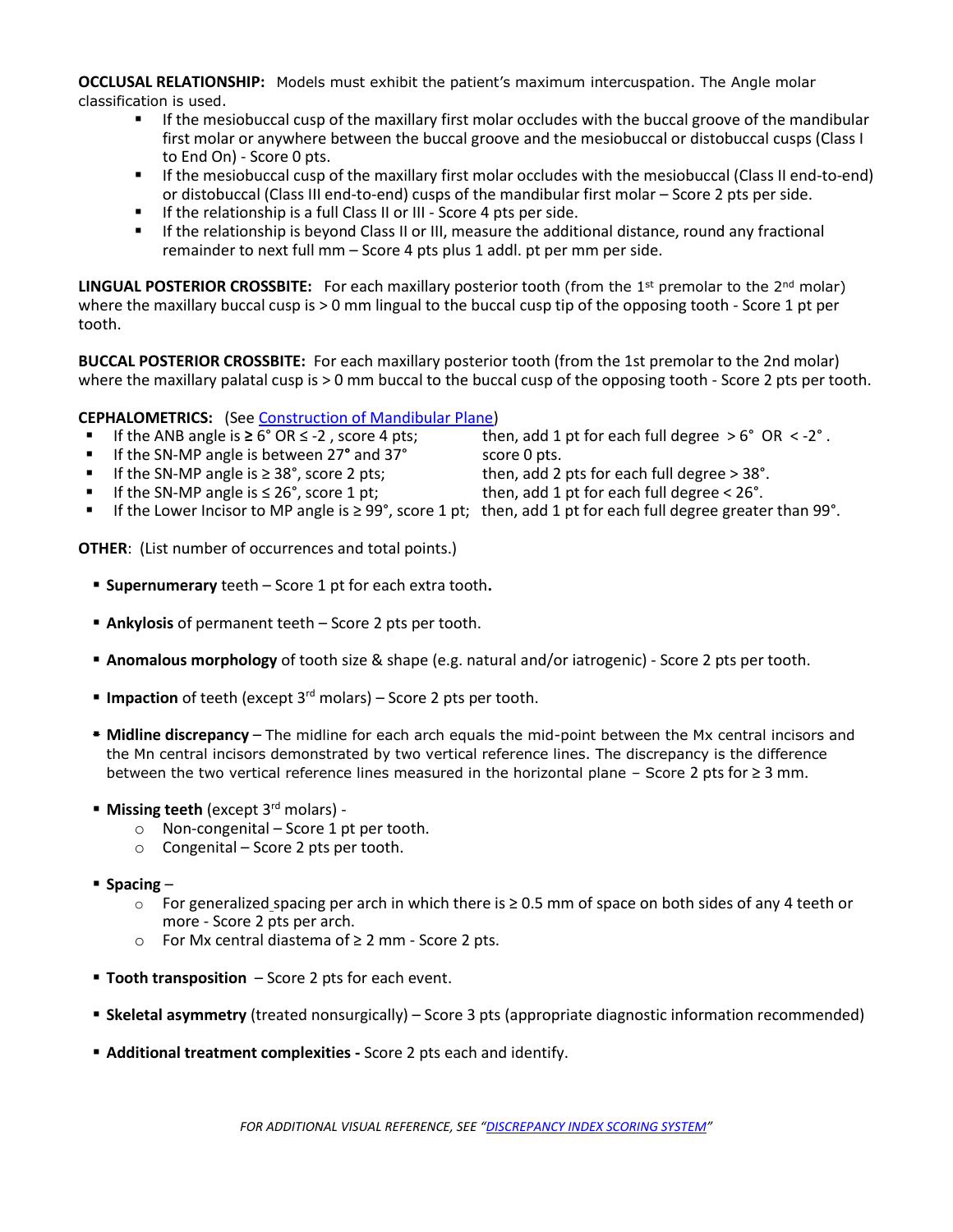**OCCLUSAL RELATIONSHIP:** Models must exhibit the patient's maximum intercuspation. The Angle molar classification is used.

- If the mesiobuccal cusp of the maxillary first molar occludes with the buccal groove of the mandibular first molar or anywhere between the buccal groove and the mesiobuccal or distobuccal cusps (Class I to End On) - Score 0 pts.
- If the mesiobuccal cusp of the maxillary first molar occludes with the mesiobuccal (Class II end-to-end) or distobuccal (Class III end-to-end) cusps of the mandibular first molar – Score 2 pts per side.
- If the relationship is a full Class II or III - Score 4 pts per side.
- If the relationship is beyond Class II or III, measure the additional distance, round any fractional remainder to next full mm – Score 4 pts plus 1 addl. pt per mm per side.

**LINGUAL POSTERIOR CROSSBITE:** For each maxillary posterior tooth (from the 1st premolar to the 2nd molar) where the maxillary buccal cusp is > 0 mm lingual to the buccal cusp tip of the opposing tooth - Score 1 pt per tooth.

**BUCCAL POSTERIOR CROSSBITE:** For each maxillary posterior tooth (from the 1st premolar to the 2nd molar) where the maxillary palatal cusp is > 0 mm buccal to the buccal cusp of the opposing tooth - Score 2 pts per tooth.

**CEPHALOMETRICS:** (See Construction of Mandibular Plane)

- If the ANB angle is **≥** 6° OR ≤ -2 , score 4 pts; then, add 1 pt for each full degree > 6° OR < -2° .
- If the SN-MP angle is between 27**°** and 37° score 0 pts.
- If the SN-MP angle is ≥ 38°, score 2 pts; then, add 2 pts for each full degree > 38°.
- If the SN-MP angle is ≤ 26°, score 1 pt; then, add 1 pt for each full degree < 26°.
- If the Lower Incisor to MP angle is ≥ 99°, score 1 pt; then, add 1 pt for each full degree greater than 99°.

**OTHER**: (List number of occurrences and total points.)

- **Supernumerary** teeth – Score 1 pt for each extra tooth**.**
- **Ankylosis** of permanent teeth – Score 2 pts per tooth.
- **Anomalous morphology** of tooth size & shape (e.g. natural and/or iatrogenic) - Score 2 pts per tooth.
- **Impaction** of teeth (except 3rd molars) – Score 2 pts per tooth.
- **Midline discrepancy** – The midline for each arch equals the mid-point between the Mx central incisors and the Mn central incisors demonstrated by two vertical reference lines. The discrepancy is the difference between the two vertical reference lines measured in the horizontal plane – Score 2 pts for ≥ 3 mm.
- **Missing teeth** (except 3rd molars) -
  - Non-congenital – Score 1 pt per tooth.
  - Congenital – Score 2 pts per tooth.
- **Spacing** –
  - For generalized spacing per arch in which there is ≥ 0.5 mm of space on both sides of any 4 teeth or more - Score 2 pts per arch.
  - For Mx central diastema of ≥ 2 mm - Score 2 pts.
- **Tooth transposition** – Score 2 pts for each event.
- **Skeletal asymmetry** (treated nonsurgically) – Score 3 pts (appropriate diagnostic information recommended)
- **Additional treatment complexities -** Score 2 pts each and identify.

*FOR ADDITIONAL VISUAL REFERENCE, SEE "DISCREPANCY INDEX SCORING SYSTEM"*